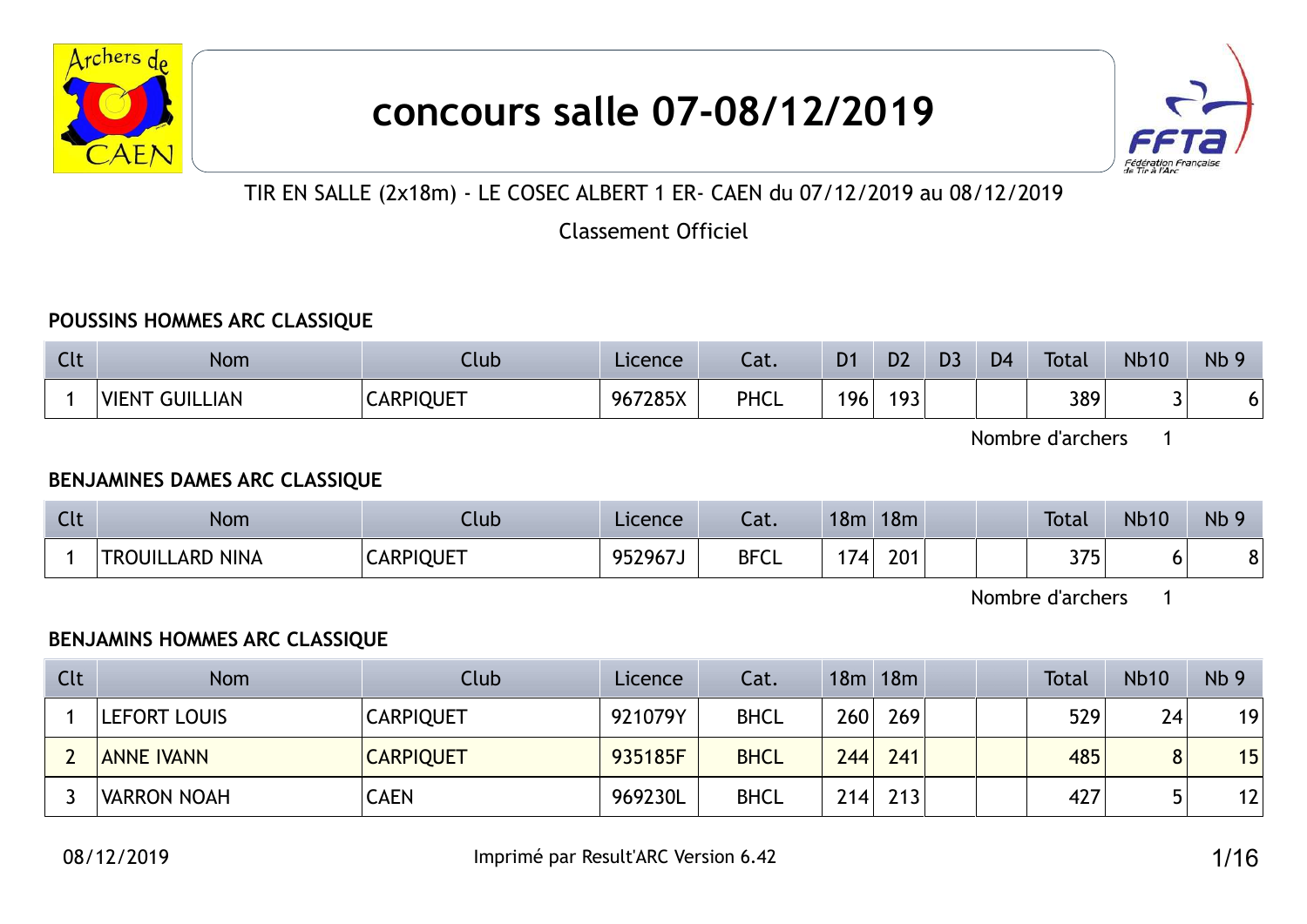# concours salle 07-08/12/2019

TIR EN SALLE (2x18m) - LE COSEC ALBERT 1 ER- CAEN du 07/12/2019 au 08/12/2019

Classement Officiel

### POUSSINS HOMMES ARC CLASSIQUE

| Clt | Nom | Club | Licence | Cat. | D1 | D2 | D3 | D4 | Total | Nb10 | Nb 9 |
|---|---|---|---|---|---|---|---|---|---|---|---|
| 1 | VIENT GUILLIAN | CARPIQUET | 967285X | PHCL | 196 | 193 | | | 389 | 3 | 6 |

Nombre d'archers 1

### BENJAMINES DAMES ARC CLASSIQUE

| Clt | Nom | Club | Licence | Cat. | 18m | 18m | | | Total | Nb10 | Nb 9 |
|---|---|---|---|---|---|---|---|---|---|---|---|
| 1 | TROUILLARD NINA | CARPIQUET | 952967J | BFCL | 174 | 201 | | | 375 | 6 | 8 |

Nombre d'archers 1

### BENJAMINS HOMMES ARC CLASSIQUE

| Clt | Nom | Club | Licence | Cat. | 18m | 18m | | | Total | Nb10 | Nb 9 |
|---|---|---|---|---|---|---|---|---|---|---|---|
| 1 | LEFORT LOUIS | CARPIQUET | 921079Y | BHCL | 260 | 269 | | | 529 | 24 | 19 |
| 2 | ANNE IVANN | CARPIQUET | 935185F | BHCL | 244 | 241 | | | 485 | 8 | 15 |
| 3 | VARRON NOAH | CAEN | 969230L | BHCL | 214 | 213 | | | 427 | 5 | 12 |

08/12/2019 Imprimé par Result'ARC Version 6.42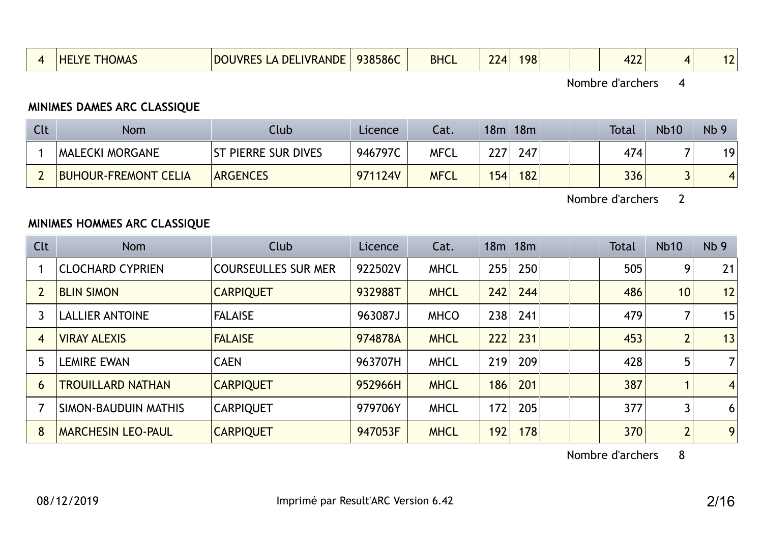| 4 | HELYE THOMAS | DOUVRES LA DELIVRANDE | 938586C | BHCL | 224 | 198 | | | 422 | 4 | 12 |
|---|---|---|---|---|---|---|---|---|---|---|---|

Nombre d'archers 4

**MINIMES DAMES ARC CLASSIQUE**

| Clt | Nom | Club | Licence | Cat. | 18m | 18m | | | Total | Nb10 | Nb 9 |
|---|---|---|---|---|---|---|---|---|---|---|---|
| 1 | MALECKI MORGANE | ST PIERRE SUR DIVES | 946797C | MFCL | 227 | 247 | | | 474 | 7 | 19 |
| 2 | BUHOUR-FREMONT CELIA | ARGENCES | 971124V | MFCL | 154 | 182 | | | 336 | 3 | 4 |

Nombre d'archers 2

**MINIMES HOMMES ARC CLASSIQUE**

| Clt | Nom | Club | Licence | Cat. | 18m | 18m | | | Total | Nb10 | Nb 9 |
|---|---|---|---|---|---|---|---|---|---|---|---|
| 1 | CLOCHARD CYPRIEN | COURSEULLES SUR MER | 922502V | MHCL | 255 | 250 | | | 505 | 9 | 21 |
| 2 | BLIN SIMON | CARPIQUET | 932988T | MHCL | 242 | 244 | | | 486 | 10 | 12 |
| 3 | LALLIER ANTOINE | FALAISE | 963087J | MHCO | 238 | 241 | | | 479 | 7 | 15 |
| 4 | VIRAY ALEXIS | FALAISE | 974878A | MHCL | 222 | 231 | | | 453 | 2 | 13 |
| 5 | LEMIRE EWAN | CAEN | 963707H | MHCL | 219 | 209 | | | 428 | 5 | 7 |
| 6 | TROUILLARD NATHAN | CARPIQUET | 952966H | MHCL | 186 | 201 | | | 387 | 1 | 4 |
| 7 | SIMON-BAUDUIN MATHIS | CARPIQUET | 979706Y | MHCL | 172 | 205 | | | 377 | 3 | 6 |
| 8 | MARCHESIN LEO-PAUL | CARPIQUET | 947053F | MHCL | 192 | 178 | | | 370 | 2 | 9 |

Nombre d'archers 8

08/12/2019 Imprimé par Result'ARC Version 6.42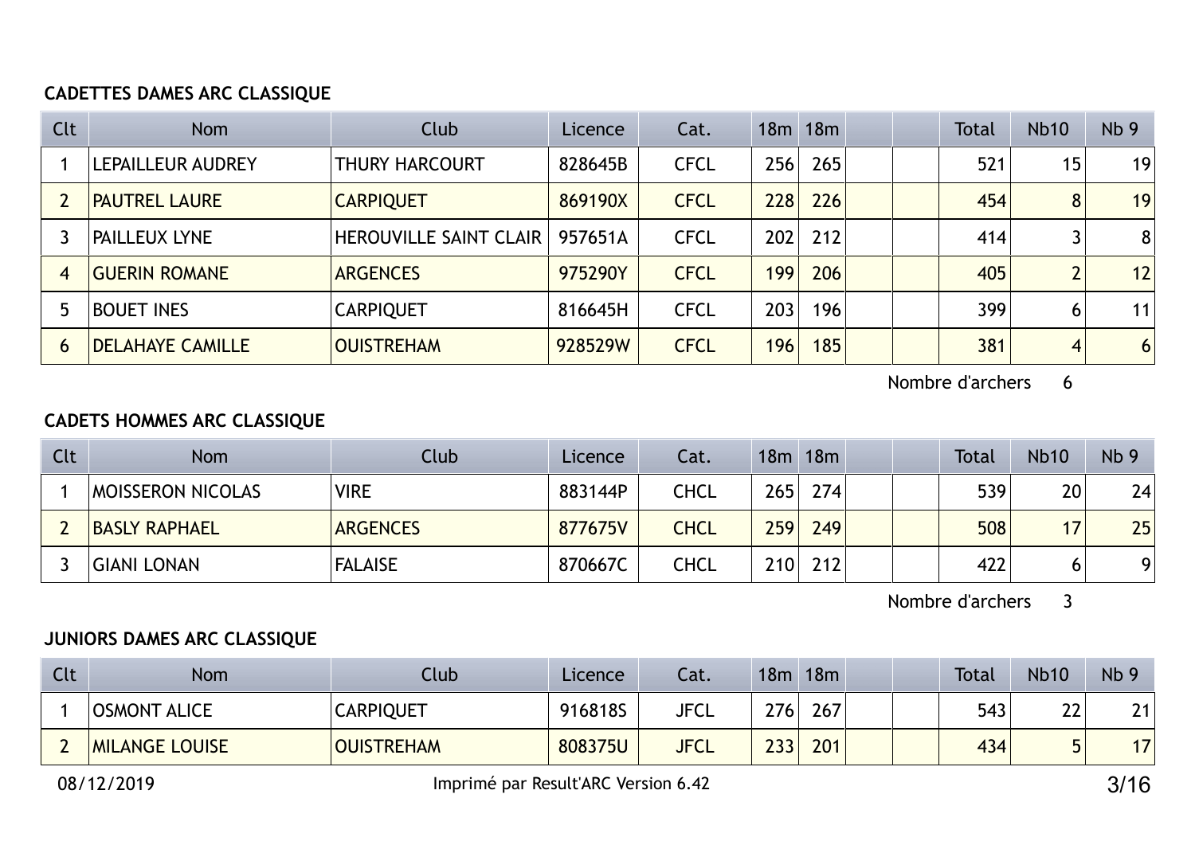### CADETTES DAMES ARC CLASSIQUE

| Clt | Nom | Club | Licence | Cat. | 18m | 18m | | | Total | Nb10 | Nb 9 |
|---|---|---|---|---|---|---|---|---|---|---|---|
| 1 | LEPAILLEUR AUDREY | THURY HARCOURT | 828645B | CFCL | 256 | 265 | | | 521 | 15 | 19 |
| 2 | PAUTREL LAURE | CARPIQUET | 869190X | CFCL | 228 | 226 | | | 454 | 8 | 19 |
| 3 | PAILLEUX LYNE | HEROUVILLE SAINT CLAIR | 957651A | CFCL | 202 | 212 | | | 414 | 3 | 8 |
| 4 | GUERIN ROMANE | ARGENCES | 975290Y | CFCL | 199 | 206 | | | 405 | 2 | 12 |
| 5 | BOUET INES | CARPIQUET | 816645H | CFCL | 203 | 196 | | | 399 | 6 | 11 |
| 6 | DELAHAYE CAMILLE | OUISTREHAM | 928529W | CFCL | 196 | 185 | | | 381 | 4 | 6 |

Nombre d'archers 6

### CADETS HOMMES ARC CLASSIQUE

| Clt | Nom | Club | Licence | Cat. | 18m | 18m | | | Total | Nb10 | Nb 9 |
|---|---|---|---|---|---|---|---|---|---|---|---|
| 1 | MOISSERON NICOLAS | VIRE | 883144P | CHCL | 265 | 274 | | | 539 | 20 | 24 |
| 2 | BASLY RAPHAEL | ARGENCES | 877675V | CHCL | 259 | 249 | | | 508 | 17 | 25 |
| 3 | GIANI LONAN | FALAISE | 870667C | CHCL | 210 | 212 | | | 422 | 6 | 9 |

Nombre d'archers 3

### JUNIORS DAMES ARC CLASSIQUE

| Clt | Nom | Club | Licence | Cat. | 18m | 18m | | | Total | Nb10 | Nb 9 |
|---|---|---|---|---|---|---|---|---|---|---|---|
| 1 | OSMONT ALICE | CARPIQUET | 916818S | JFCL | 276 | 267 | | | 543 | 22 | 21 |
| 2 | MILANGE LOUISE | OUISTREHAM | 808375U | JFCL | 233 | 201 | | | 434 | 5 | 17 |

08/12/2019 Imprimé par Result'ARC Version 6.42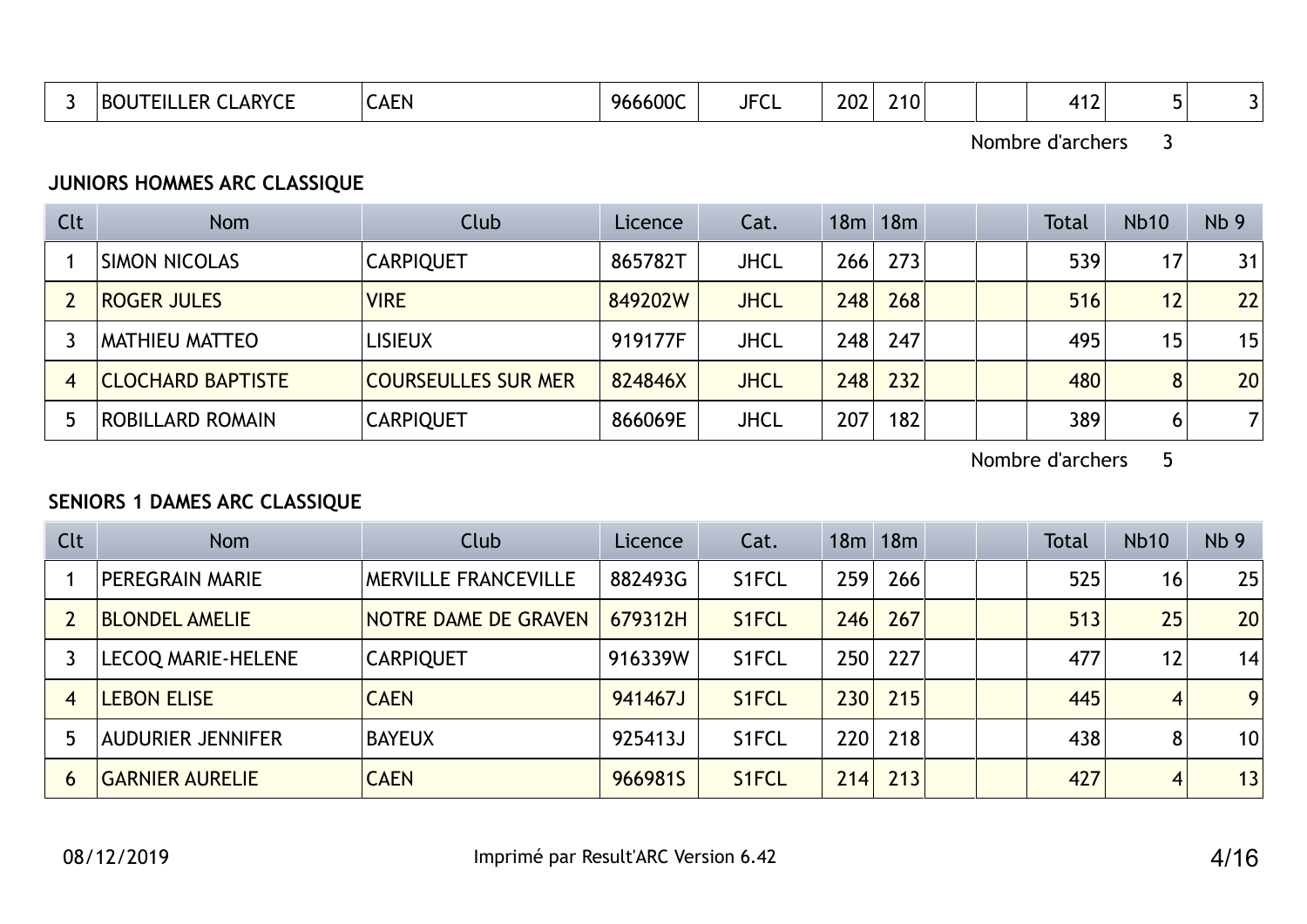| 3 | BOUTEILLER CLARYCE | CAEN | 966600C | JFCL | 202 | 210 | | | 412 | 5 | 3 |
|---|---|---|---|---|---|---|---|---|---|---|---|

Nombre d'archers 3

**JUNIORS HOMMES ARC CLASSIQUE**

| Clt | Nom | Club | Licence | Cat. | 18m | 18m | | | Total | Nb10 | Nb 9 |
|---|---|---|---|---|---|---|---|---|---|---|---|
| 1 | SIMON NICOLAS | CARPIQUET | 865782T | JHCL | 266 | 273 | | | 539 | 17 | 31 |
| 2 | ROGER JULES | VIRE | 849202W | JHCL | 248 | 268 | | | 516 | 12 | 22 |
| 3 | MATHIEU MATTEO | LISIEUX | 919177F | JHCL | 248 | 247 | | | 495 | 15 | 15 |
| 4 | CLOCHARD BAPTISTE | COURSEULLES SUR MER | 824846X | JHCL | 248 | 232 | | | 480 | 8 | 20 |
| 5 | ROBILLARD ROMAIN | CARPIQUET | 866069E | JHCL | 207 | 182 | | | 389 | 6 | 7 |

Nombre d'archers 5

**SENIORS 1 DAMES ARC CLASSIQUE**

| Clt | Nom | Club | Licence | Cat. | 18m | 18m | | | Total | Nb10 | Nb 9 |
|---|---|---|---|---|---|---|---|---|---|---|---|
| 1 | PEREGRAIN MARIE | MERVILLE FRANCEVILLE | 882493G | S1FCL | 259 | 266 | | | 525 | 16 | 25 |
| 2 | BLONDEL AMELIE | NOTRE DAME DE GRAVEN | 679312H | S1FCL | 246 | 267 | | | 513 | 25 | 20 |
| 3 | LECOQ MARIE-HELENE | CARPIQUET | 916339W | S1FCL | 250 | 227 | | | 477 | 12 | 14 |
| 4 | LEBON ELISE | CAEN | 941467J | S1FCL | 230 | 215 | | | 445 | 4 | 9 |
| 5 | AUDURIER JENNIFER | BAYEUX | 925413J | S1FCL | 220 | 218 | | | 438 | 8 | 10 |
| 6 | GARNIER AURELIE | CAEN | 966981S | S1FCL | 214 | 213 | | | 427 | 4 | 13 |

08/12/2019 Imprimé par Result'ARC Version 6.42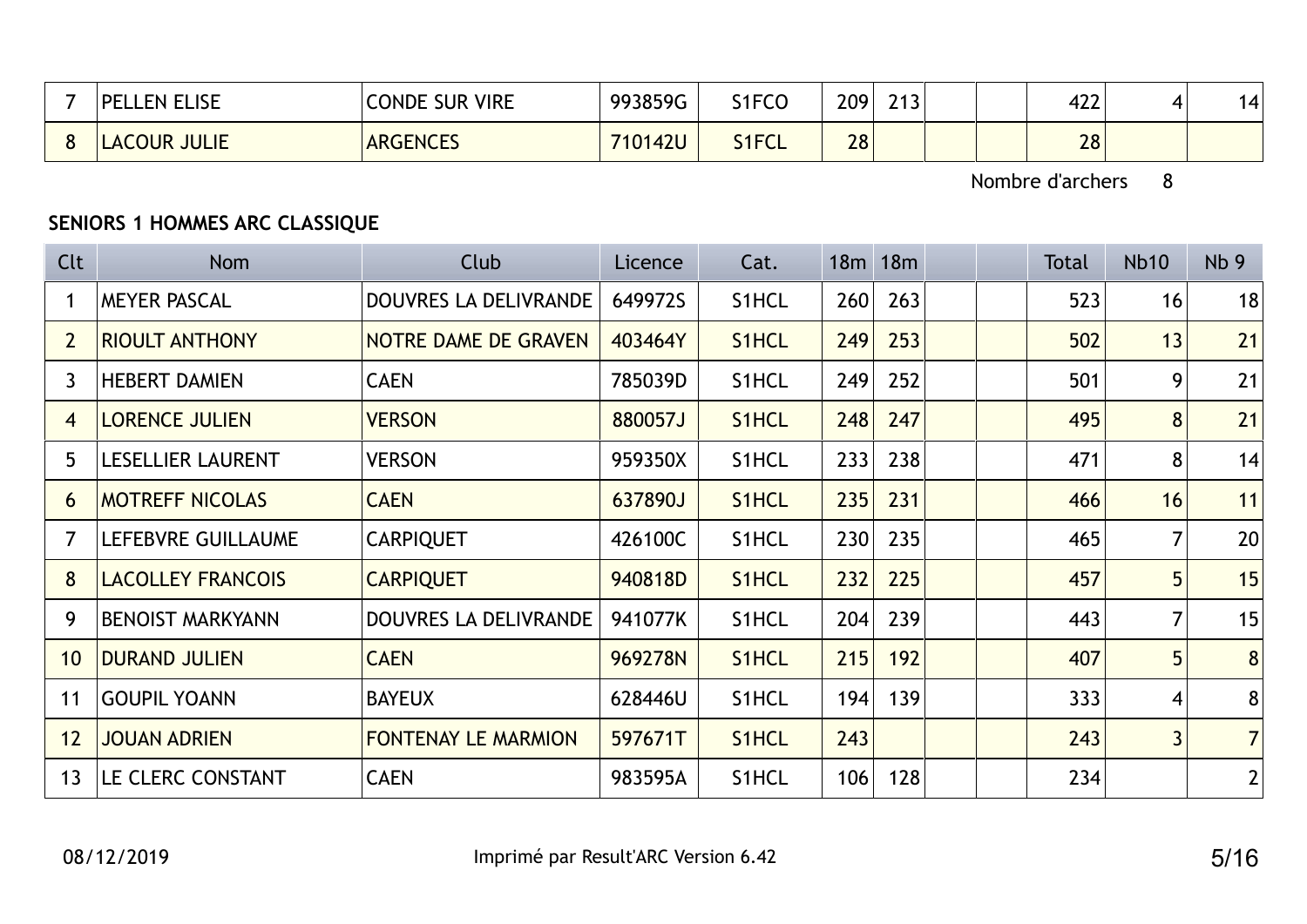| 7 | PELLEN ELISE | CONDE SUR VIRE | 993859G | S1FCO | 209 | 213 | | | 422 | 4 | 14 |
|---|---|---|---|---|---|---|---|---|---|---|---|
| 8 | LACOUR JULIE | ARGENCES | 710142U | S1FCL | 28 | | | | 28 | | |

Nombre d'archers 8

**SENIORS 1 HOMMES ARC CLASSIQUE**

| Clt | Nom | Club | Licence | Cat. | 18m | 18m | | | Total | Nb10 | Nb 9 |
|---|---|---|---|---|---|---|---|---|---|---|---|
| 1 | MEYER PASCAL | DOUVRES LA DELIVRANDE | 649972S | S1HCL | 260 | 263 | | | 523 | 16 | 18 |
| 2 | RIOULT ANTHONY | NOTRE DAME DE GRAVEN | 403464Y | S1HCL | 249 | 253 | | | 502 | 13 | 21 |
| 3 | HEBERT DAMIEN | CAEN | 785039D | S1HCL | 249 | 252 | | | 501 | 9 | 21 |
| 4 | LORENCE JULIEN | VERSON | 880057J | S1HCL | 248 | 247 | | | 495 | 8 | 21 |
| 5 | LESELLIER LAURENT | VERSON | 959350X | S1HCL | 233 | 238 | | | 471 | 8 | 14 |
| 6 | MOTREFF NICOLAS | CAEN | 637890J | S1HCL | 235 | 231 | | | 466 | 16 | 11 |
| 7 | LEFEBVRE GUILLAUME | CARPIQUET | 426100C | S1HCL | 230 | 235 | | | 465 | 7 | 20 |
| 8 | LACOLLEY FRANCOIS | CARPIQUET | 940818D | S1HCL | 232 | 225 | | | 457 | 5 | 15 |
| 9 | BENOIST MARKYANN | DOUVRES LA DELIVRANDE | 941077K | S1HCL | 204 | 239 | | | 443 | 7 | 15 |
| 10 | DURAND JULIEN | CAEN | 969278N | S1HCL | 215 | 192 | | | 407 | 5 | 8 |
| 11 | GOUPIL YOANN | BAYEUX | 628446U | S1HCL | 194 | 139 | | | 333 | 4 | 8 |
| 12 | JOUAN ADRIEN | FONTENAY LE MARMION | 597671T | S1HCL | 243 | | | | 243 | 3 | 7 |
| 13 | LE CLERC CONSTANT | CAEN | 983595A | S1HCL | 106 | 128 | | | 234 | | 2 |

08/12/2019 Imprimé par Result'ARC Version 6.42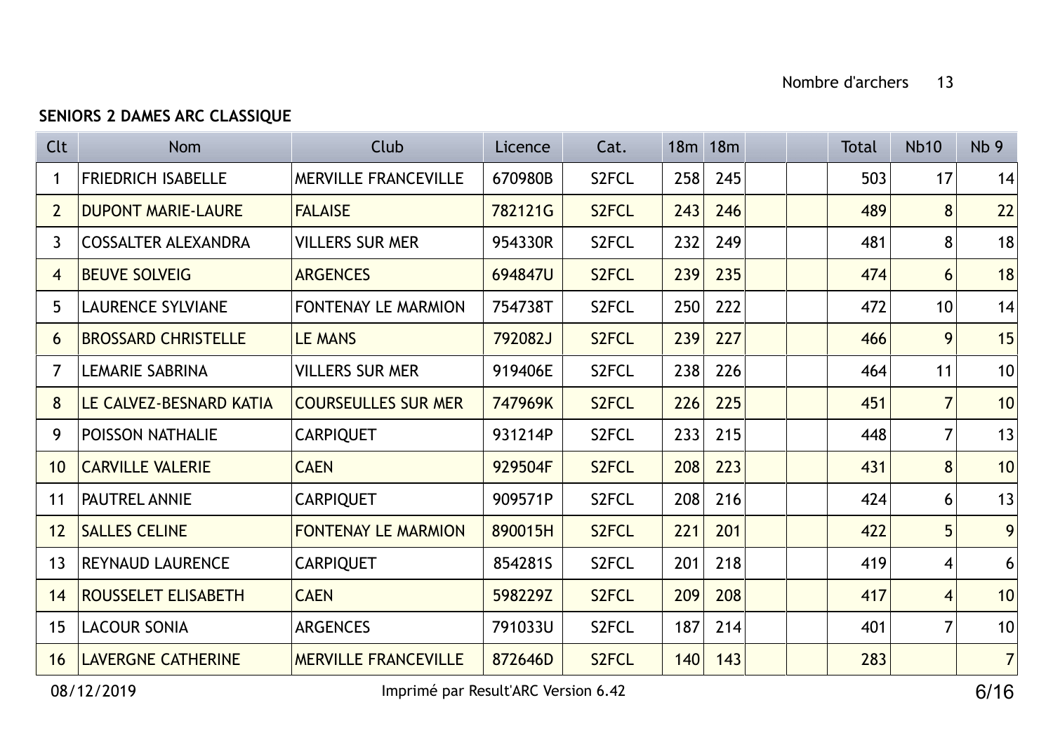Nombre d'archers 13

**SENIORS 2 DAMES ARC CLASSIQUE**

| Clt | Nom | Club | Licence | Cat. | 18m | 18m | | | Total | Nb10 | Nb 9 |
|---|---|---|---|---|---|---|---|---|---|---|---|
| 1 | FRIEDRICH ISABELLE | MERVILLE FRANCEVILLE | 670980B | S2FCL | 258 | 245 | | | 503 | 17 | 14 |
| 2 | DUPONT MARIE-LAURE | FALAISE | 782121G | S2FCL | 243 | 246 | | | 489 | 8 | 22 |
| 3 | COSSALTER ALEXANDRA | VILLERS SUR MER | 954330R | S2FCL | 232 | 249 | | | 481 | 8 | 18 |
| 4 | BEUVE SOLVEIG | ARGENCES | 694847U | S2FCL | 239 | 235 | | | 474 | 6 | 18 |
| 5 | LAURENCE SYLVIANE | FONTENAY LE MARMION | 754738T | S2FCL | 250 | 222 | | | 472 | 10 | 14 |
| 6 | BROSSARD CHRISTELLE | LE MANS | 792082J | S2FCL | 239 | 227 | | | 466 | 9 | 15 |
| 7 | LEMARIE SABRINA | VILLERS SUR MER | 919406E | S2FCL | 238 | 226 | | | 464 | 11 | 10 |
| 8 | LE CALVEZ-BESNARD KATIA | COURSEULLES SUR MER | 747969K | S2FCL | 226 | 225 | | | 451 | 7 | 10 |
| 9 | POISSON NATHALIE | CARPIQUET | 931214P | S2FCL | 233 | 215 | | | 448 | 7 | 13 |
| 10 | CARVILLE VALERIE | CAEN | 929504F | S2FCL | 208 | 223 | | | 431 | 8 | 10 |
| 11 | PAUTREL ANNIE | CARPIQUET | 909571P | S2FCL | 208 | 216 | | | 424 | 6 | 13 |
| 12 | SALLES CELINE | FONTENAY LE MARMION | 890015H | S2FCL | 221 | 201 | | | 422 | 5 | 9 |
| 13 | REYNAUD LAURENCE | CARPIQUET | 854281S | S2FCL | 201 | 218 | | | 419 | 4 | 6 |
| 14 | ROUSSELET ELISABETH | CAEN | 598229Z | S2FCL | 209 | 208 | | | 417 | 4 | 10 |
| 15 | LACOUR SONIA | ARGENCES | 791033U | S2FCL | 187 | 214 | | | 401 | 7 | 10 |
| 16 | LAVERGNE CATHERINE | MERVILLE FRANCEVILLE | 872646D | S2FCL | 140 | 143 | | | 283 | | 7 |

08/12/2019 Imprimé par Result'ARC Version 6.42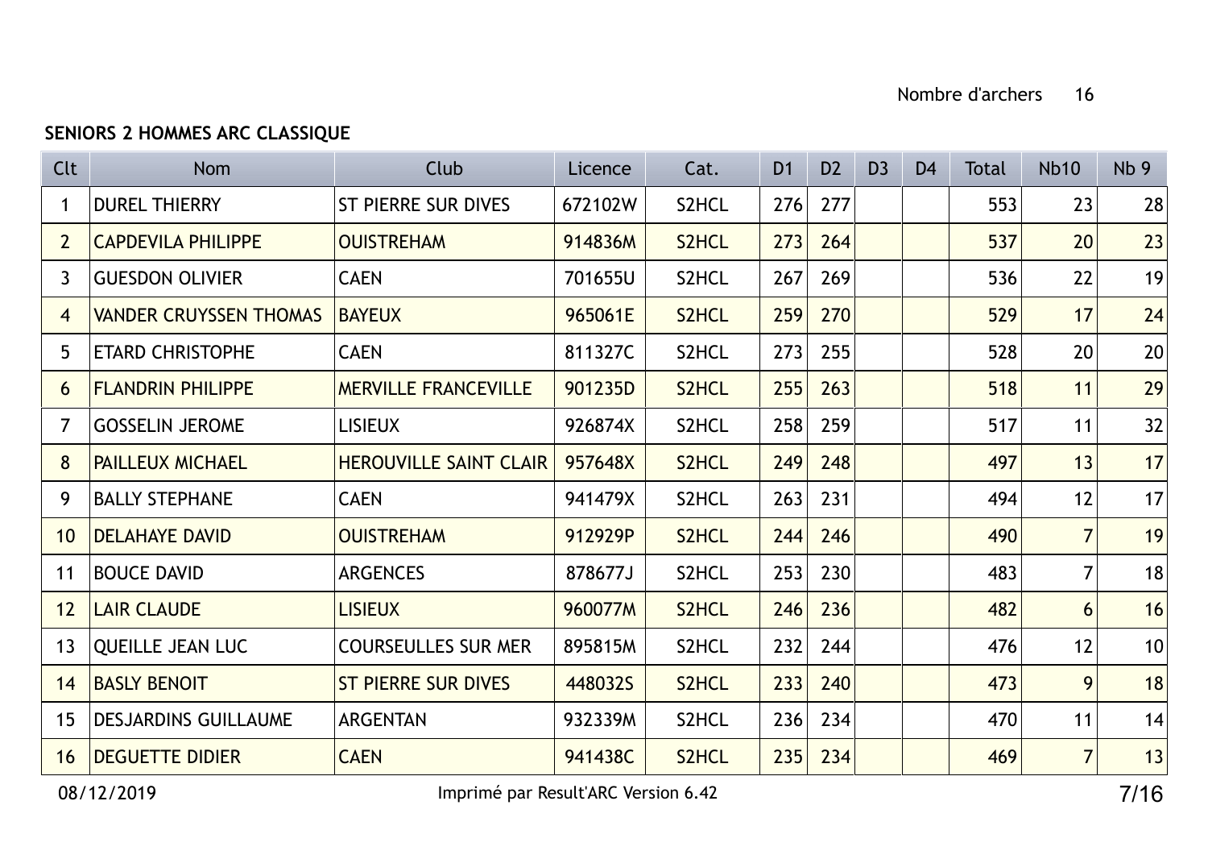Nombre d'archers 16

**SENIORS 2 HOMMES ARC CLASSIQUE**

| Clt | Nom | Club | Licence | Cat. | D1 | D2 | D3 | D4 | Total | Nb10 | Nb 9 |
|---|---|---|---|---|---|---|---|---|---|---|---|
| 1 | DUREL THIERRY | ST PIERRE SUR DIVES | 672102W | S2HCL | 276 | 277 | | | 553 | 23 | 28 |
| 2 | CAPDEVILA PHILIPPE | OUISTREHAM | 914836M | S2HCL | 273 | 264 | | | 537 | 20 | 23 |
| 3 | GUESDON OLIVIER | CAEN | 701655U | S2HCL | 267 | 269 | | | 536 | 22 | 19 |
| 4 | VANDER CRUYSSEN THOMAS | BAYEUX | 965061E | S2HCL | 259 | 270 | | | 529 | 17 | 24 |
| 5 | ETARD CHRISTOPHE | CAEN | 811327C | S2HCL | 273 | 255 | | | 528 | 20 | 20 |
| 6 | FLANDRIN PHILIPPE | MERVILLE FRANCEVILLE | 901235D | S2HCL | 255 | 263 | | | 518 | 11 | 29 |
| 7 | GOSSELIN JEROME | LISIEUX | 926874X | S2HCL | 258 | 259 | | | 517 | 11 | 32 |
| 8 | PAILLEUX MICHAEL | HEROUVILLE SAINT CLAIR | 957648X | S2HCL | 249 | 248 | | | 497 | 13 | 17 |
| 9 | BALLY STEPHANE | CAEN | 941479X | S2HCL | 263 | 231 | | | 494 | 12 | 17 |
| 10 | DELAHAYE DAVID | OUISTREHAM | 912929P | S2HCL | 244 | 246 | | | 490 | 7 | 19 |
| 11 | BOUCE DAVID | ARGENCES | 878677J | S2HCL | 253 | 230 | | | 483 | 7 | 18 |
| 12 | LAIR CLAUDE | LISIEUX | 960077M | S2HCL | 246 | 236 | | | 482 | 6 | 16 |
| 13 | QUEILLE JEAN LUC | COURSEULLES SUR MER | 895815M | S2HCL | 232 | 244 | | | 476 | 12 | 10 |
| 14 | BASLY BENOIT | ST PIERRE SUR DIVES | 448032S | S2HCL | 233 | 240 | | | 473 | 9 | 18 |
| 15 | DESJARDINS GUILLAUME | ARGENTAN | 932339M | S2HCL | 236 | 234 | | | 470 | 11 | 14 |
| 16 | DEGUETTE DIDIER | CAEN | 941438C | S2HCL | 235 | 234 | | | 469 | 7 | 13 |

08/12/2019 Imprimé par Result'ARC Version 6.42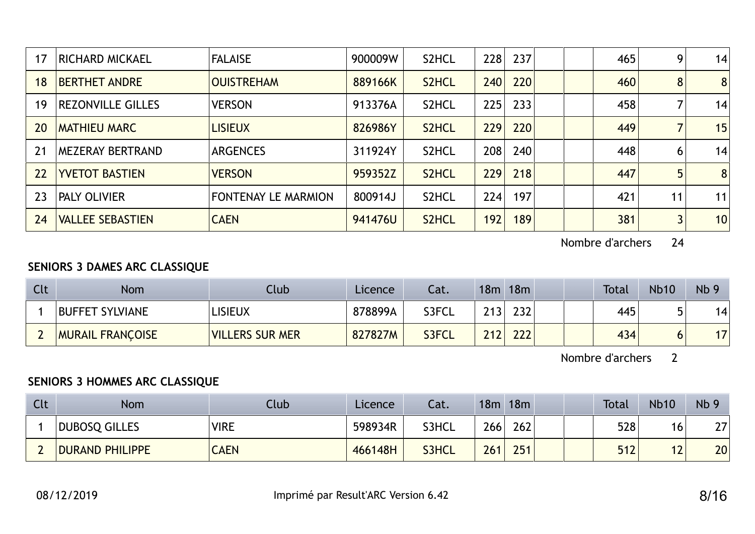| Clt | Nom | Club | Licence | Cat. | 18m | 18m | | | Total | Nb10 | Nb 9 |
|---|---|---|---|---|---|---|---|---|---|---|---|
| 17 | RICHARD MICKAEL | FALAISE | 900009W | S2HCL | 228 | 237 | | | 465 | 9 | 14 |
| 18 | BERTHET ANDRE | OUISTREHAM | 889166K | S2HCL | 240 | 220 | | | 460 | 8 | 8 |
| 19 | REZONVILLE GILLES | VERSON | 913376A | S2HCL | 225 | 233 | | | 458 | 7 | 14 |
| 20 | MATHIEU MARC | LISIEUX | 826986Y | S2HCL | 229 | 220 | | | 449 | 7 | 15 |
| 21 | MEZERAY BERTRAND | ARGENCES | 311924Y | S2HCL | 208 | 240 | | | 448 | 6 | 14 |
| 22 | YVETOT BASTIEN | VERSON | 959352Z | S2HCL | 229 | 218 | | | 447 | 5 | 8 |
| 23 | PALY OLIVIER | FONTENAY LE MARMION | 800914J | S2HCL | 224 | 197 | | | 421 | 11 | 11 |
| 24 | VALLEE SEBASTIEN | CAEN | 941476U | S2HCL | 192 | 189 | | | 381 | 3 | 10 |

Nombre d'archers 24

**SENIORS 3 DAMES ARC CLASSIQUE**

| Clt | Nom | Club | Licence | Cat. | 18m | 18m | | | Total | Nb10 | Nb 9 |
|---|---|---|---|---|---|---|---|---|---|---|---|
| 1 | BUFFET SYLVIANE | LISIEUX | 878899A | S3FCL | 213 | 232 | | | 445 | 5 | 14 |
| 2 | MURAIL FRANÇOISE | VILLERS SUR MER | 827827M | S3FCL | 212 | 222 | | | 434 | 6 | 17 |

Nombre d'archers 2

**SENIORS 3 HOMMES ARC CLASSIQUE**

| Clt | Nom | Club | Licence | Cat. | 18m | 18m | | | Total | Nb10 | Nb 9 |
|---|---|---|---|---|---|---|---|---|---|---|---|
| 1 | DUBOSQ GILLES | VIRE | 598934R | S3HCL | 266 | 262 | | | 528 | 16 | 27 |
| 2 | DURAND PHILIPPE | CAEN | 466148H | S3HCL | 261 | 251 | | | 512 | 12 | 20 |

08/12/2019 Imprimé par Result'ARC Version 6.42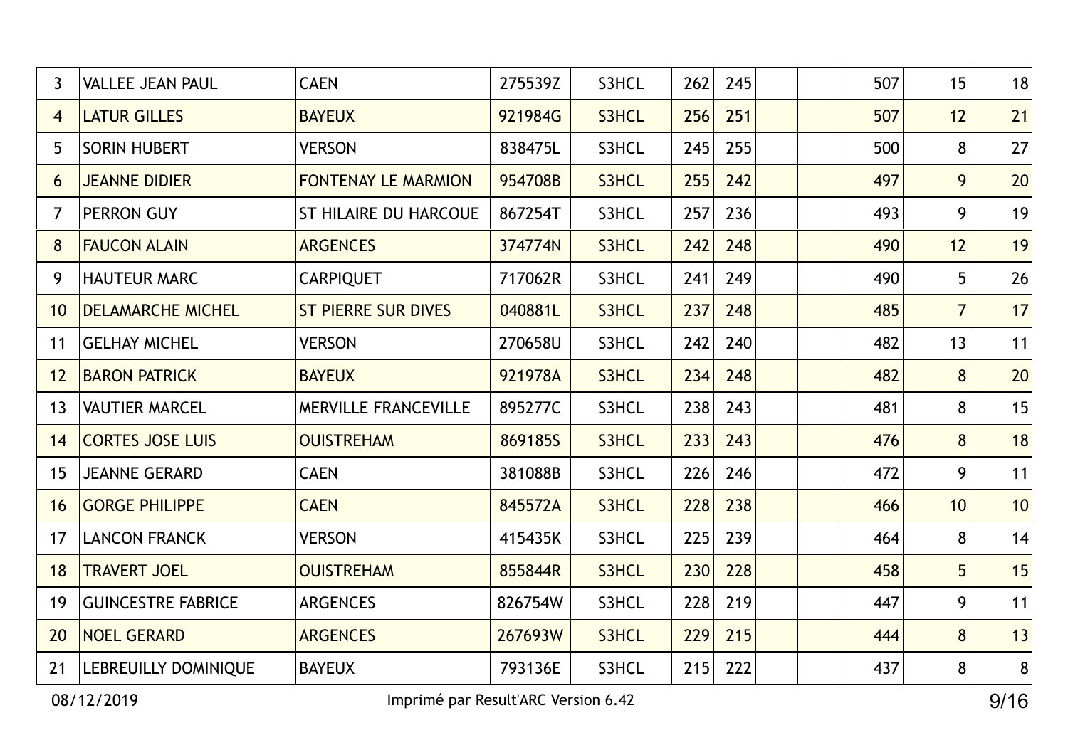| 3 | VALLEE JEAN PAUL | CAEN | 275539Z | S3HCL | 262 | 245 | | | 507 | 15 | 18 |
|---|---|---|---|---|---|---|---|---|---|---|---|
| 4 | LATUR GILLES | BAYEUX | 921984G | S3HCL | 256 | 251 | | | 507 | 12 | 21 |
| 5 | SORIN HUBERT | VERSON | 838475L | S3HCL | 245 | 255 | | | 500 | 8 | 27 |
| 6 | JEANNE DIDIER | FONTENAY LE MARMION | 954708B | S3HCL | 255 | 242 | | | 497 | 9 | 20 |
| 7 | PERRON GUY | ST HILAIRE DU HARCOUE | 867254T | S3HCL | 257 | 236 | | | 493 | 9 | 19 |
| 8 | FAUCON ALAIN | ARGENCES | 374774N | S3HCL | 242 | 248 | | | 490 | 12 | 19 |
| 9 | HAUTEUR MARC | CARPIQUET | 717062R | S3HCL | 241 | 249 | | | 490 | 5 | 26 |
| 10 | DELAMARCHE MICHEL | ST PIERRE SUR DIVES | 040881L | S3HCL | 237 | 248 | | | 485 | 7 | 17 |
| 11 | GELHAY MICHEL | VERSON | 270658U | S3HCL | 242 | 240 | | | 482 | 13 | 11 |
| 12 | BARON PATRICK | BAYEUX | 921978A | S3HCL | 234 | 248 | | | 482 | 8 | 20 |
| 13 | VAUTIER MARCEL | MERVILLE FRANCEVILLE | 895277C | S3HCL | 238 | 243 | | | 481 | 8 | 15 |
| 14 | CORTES JOSE LUIS | OUISTREHAM | 869185S | S3HCL | 233 | 243 | | | 476 | 8 | 18 |
| 15 | JEANNE GERARD | CAEN | 381088B | S3HCL | 226 | 246 | | | 472 | 9 | 11 |
| 16 | GORGE PHILIPPE | CAEN | 845572A | S3HCL | 228 | 238 | | | 466 | 10 | 10 |
| 17 | LANCON FRANCK | VERSON | 415435K | S3HCL | 225 | 239 | | | 464 | 8 | 14 |
| 18 | TRAVERT JOEL | OUISTREHAM | 855844R | S3HCL | 230 | 228 | | | 458 | 5 | 15 |
| 19 | GUINCESTRE FABRICE | ARGENCES | 826754W | S3HCL | 228 | 219 | | | 447 | 9 | 11 |
| 20 | NOEL GERARD | ARGENCES | 267693W | S3HCL | 229 | 215 | | | 444 | 8 | 13 |
| 21 | LEBREUILLY DOMINIQUE | BAYEUX | 793136E | S3HCL | 215 | 222 | | | 437 | 8 | 8 |

08/12/2019 Imprimé par Result'ARC Version 6.42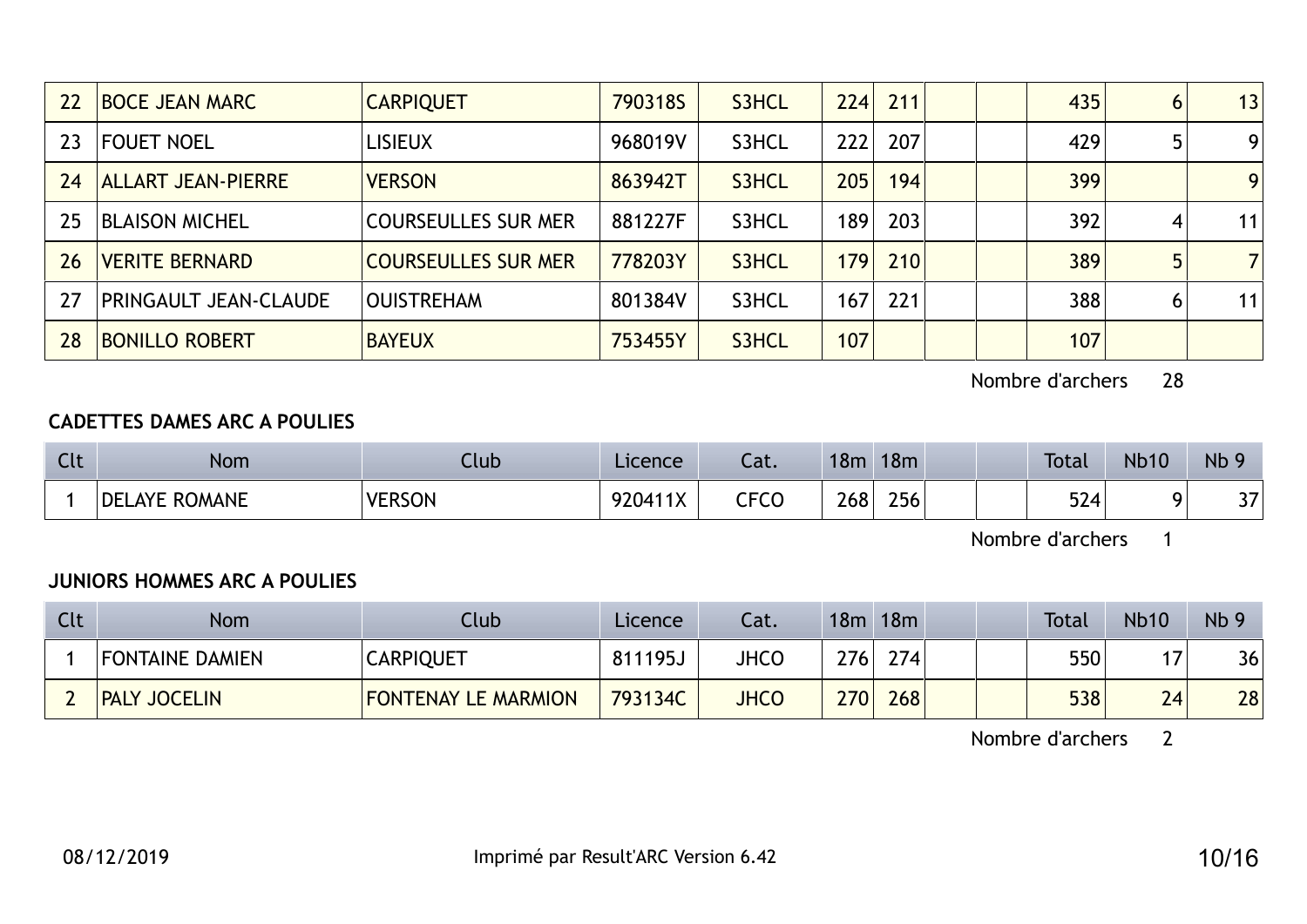| Clt | Nom | Club | Licence | Cat. | 18m | 18m | | | Total | Nb10 | Nb 9 |
|---|---|---|---|---|---|---|---|---|---|---|---|
| 22 | BOCE JEAN MARC | CARPIQUET | 790318S | S3HCL | 224 | 211 | | | 435 | 6 | 13 |
| 23 | FOUET NOEL | LISIEUX | 968019V | S3HCL | 222 | 207 | | | 429 | 5 | 9 |
| 24 | ALLART JEAN-PIERRE | VERSON | 863942T | S3HCL | 205 | 194 | | | 399 | | 9 |
| 25 | BLAISON MICHEL | COURSEULLES SUR MER | 881227F | S3HCL | 189 | 203 | | | 392 | 4 | 11 |
| 26 | VERITE BERNARD | COURSEULLES SUR MER | 778203Y | S3HCL | 179 | 210 | | | 389 | 5 | 7 |
| 27 | PRINGAULT JEAN-CLAUDE | OUISTREHAM | 801384V | S3HCL | 167 | 221 | | | 388 | 6 | 11 |
| 28 | BONILLO ROBERT | BAYEUX | 753455Y | S3HCL | 107 | | | | 107 | | |

Nombre d'archers 28

**CADETTES DAMES ARC A POULIES**

| Clt | Nom | Club | Licence | Cat. | 18m | 18m | | | Total | Nb10 | Nb 9 |
|---|---|---|---|---|---|---|---|---|---|---|---|
| 1 | DELAYE ROMANE | VERSON | 920411X | CFCO | 268 | 256 | | | 524 | 9 | 37 |

Nombre d'archers 1

**JUNIORS HOMMES ARC A POULIES**

| Clt | Nom | Club | Licence | Cat. | 18m | 18m | | | Total | Nb10 | Nb 9 |
|---|---|---|---|---|---|---|---|---|---|---|---|
| 1 | FONTAINE DAMIEN | CARPIQUET | 811195J | JHCO | 276 | 274 | | | 550 | 17 | 36 |
| 2 | PALY JOCELIN | FONTENAY LE MARMION | 793134C | JHCO | 270 | 268 | | | 538 | 24 | 28 |

Nombre d'archers 2

08/12/2019 Imprimé par Result'ARC Version 6.42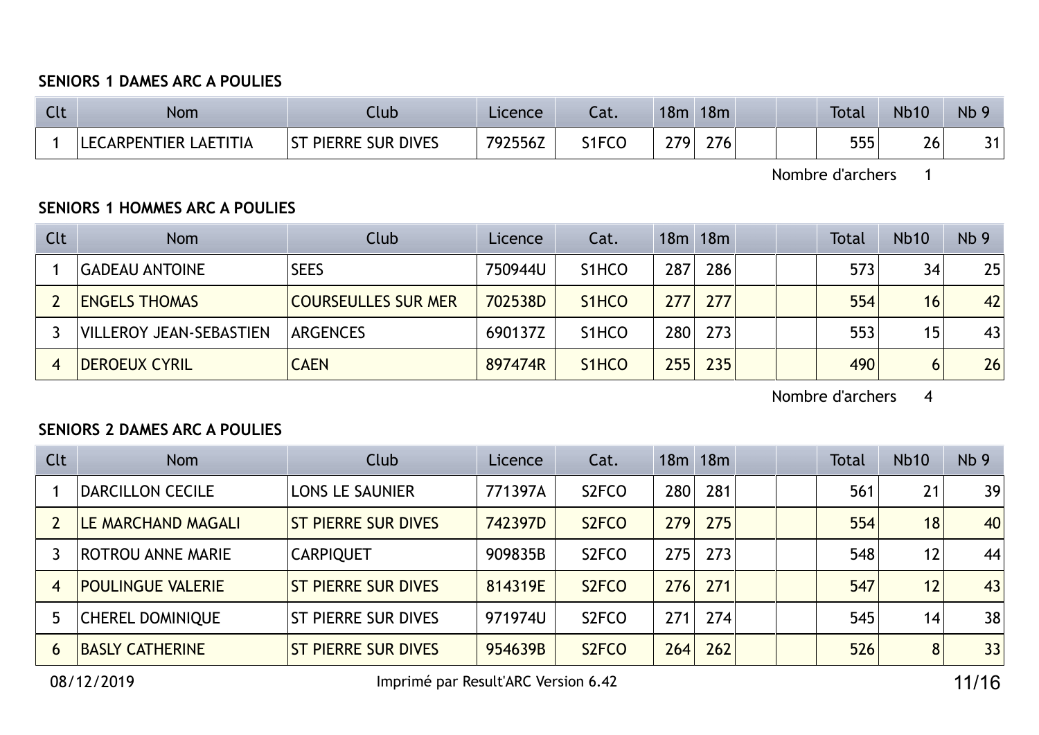### SENIORS 1 DAMES ARC A POULIES

| Clt | Nom | Club | Licence | Cat. | 18m | 18m | | | Total | Nb10 | Nb 9 |
|---|---|---|---|---|---|---|---|---|---|---|---|
| 1 | LECARPENTIER LAETITIA | ST PIERRE SUR DIVES | 792556Z | S1FCO | 279 | 276 | | | 555 | 26 | 31 |

Nombre d'archers 1

### SENIORS 1 HOMMES ARC A POULIES

| Clt | Nom | Club | Licence | Cat. | 18m | 18m | | | Total | Nb10 | Nb 9 |
|---|---|---|---|---|---|---|---|---|---|---|---|
| 1 | GADEAU ANTOINE | SEES | 750944U | S1HCO | 287 | 286 | | | 573 | 34 | 25 |
| 2 | ENGELS THOMAS | COURSEULLES SUR MER | 702538D | S1HCO | 277 | 277 | | | 554 | 16 | 42 |
| 3 | VILLEROY JEAN-SEBASTIEN | ARGENCES | 690137Z | S1HCO | 280 | 273 | | | 553 | 15 | 43 |
| 4 | DEROEUX CYRIL | CAEN | 897474R | S1HCO | 255 | 235 | | | 490 | 6 | 26 |

Nombre d'archers 4

### SENIORS 2 DAMES ARC A POULIES

| Clt | Nom | Club | Licence | Cat. | 18m | 18m | | | Total | Nb10 | Nb 9 |
|---|---|---|---|---|---|---|---|---|---|---|---|
| 1 | DARCILLON CECILE | LONS LE SAUNIER | 771397A | S2FCO | 280 | 281 | | | 561 | 21 | 39 |
| 2 | LE MARCHAND MAGALI | ST PIERRE SUR DIVES | 742397D | S2FCO | 279 | 275 | | | 554 | 18 | 40 |
| 3 | ROTROU ANNE MARIE | CARPIQUET | 909835B | S2FCO | 275 | 273 | | | 548 | 12 | 44 |
| 4 | POULINGUE VALERIE | ST PIERRE SUR DIVES | 814319E | S2FCO | 276 | 271 | | | 547 | 12 | 43 |
| 5 | CHEREL DOMINIQUE | ST PIERRE SUR DIVES | 971974U | S2FCO | 271 | 274 | | | 545 | 14 | 38 |
| 6 | BASLY CATHERINE | ST PIERRE SUR DIVES | 954639B | S2FCO | 264 | 262 | | | 526 | 8 | 33 |

08/12/2019 Imprimé par Result'ARC Version 6.42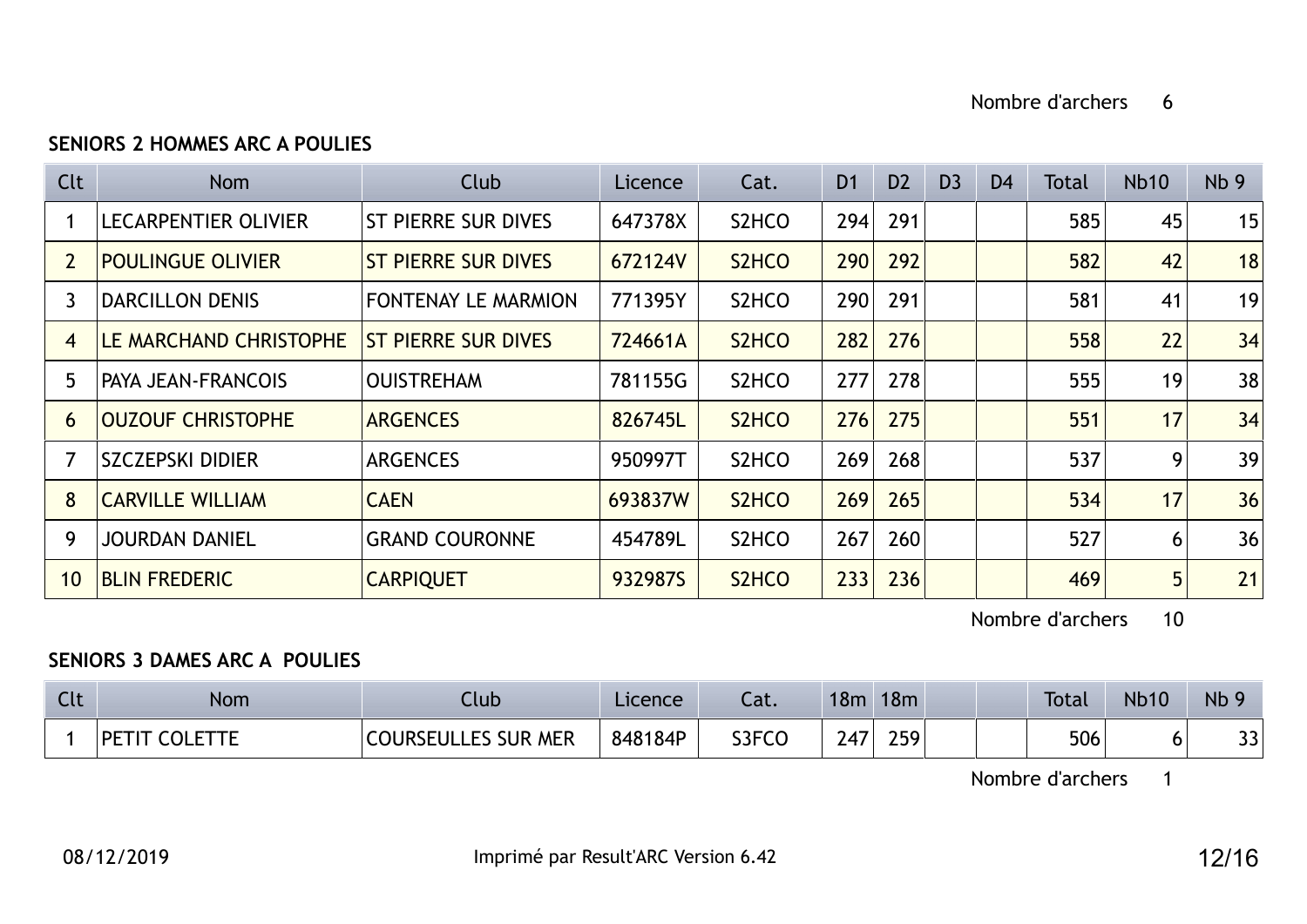Nombre d'archers 6

### SENIORS 2 HOMMES ARC A POULIES

| Clt | Nom | Club | Licence | Cat. | D1 | D2 | D3 | D4 | Total | Nb10 | Nb 9 |
|---|---|---|---|---|---|---|---|---|---|---|---|
| 1 | LECARPENTIER OLIVIER | ST PIERRE SUR DIVES | 647378X | S2HCO | 294 | 291 | | | 585 | 45 | 15 |
| 2 | POULINGUE OLIVIER | ST PIERRE SUR DIVES | 672124V | S2HCO | 290 | 292 | | | 582 | 42 | 18 |
| 3 | DARCILLON DENIS | FONTENAY LE MARMION | 771395Y | S2HCO | 290 | 291 | | | 581 | 41 | 19 |
| 4 | LE MARCHAND CHRISTOPHE | ST PIERRE SUR DIVES | 724661A | S2HCO | 282 | 276 | | | 558 | 22 | 34 |
| 5 | PAYA JEAN-FRANCOIS | OUISTREHAM | 781155G | S2HCO | 277 | 278 | | | 555 | 19 | 38 |
| 6 | OUZOUF CHRISTOPHE | ARGENCES | 826745L | S2HCO | 276 | 275 | | | 551 | 17 | 34 |
| 7 | SZCZEPSKI DIDIER | ARGENCES | 950997T | S2HCO | 269 | 268 | | | 537 | 9 | 39 |
| 8 | CARVILLE WILLIAM | CAEN | 693837W | S2HCO | 269 | 265 | | | 534 | 17 | 36 |
| 9 | JOURDAN DANIEL | GRAND COURONNE | 454789L | S2HCO | 267 | 260 | | | 527 | 6 | 36 |
| 10 | BLIN FREDERIC | CARPIQUET | 932987S | S2HCO | 233 | 236 | | | 469 | 5 | 21 |

Nombre d'archers 10

### SENIORS 3 DAMES ARC A POULIES

| Clt | Nom | Club | Licence | Cat. | 18m | 18m | | | Total | Nb10 | Nb 9 |
|---|---|---|---|---|---|---|---|---|---|---|---|
| 1 | PETIT COLETTE | COURSEULLES SUR MER | 848184P | S3FCO | 247 | 259 | | | 506 | 6 | 33 |

Nombre d'archers 1

08/12/2019 Imprimé par Result'ARC Version 6.42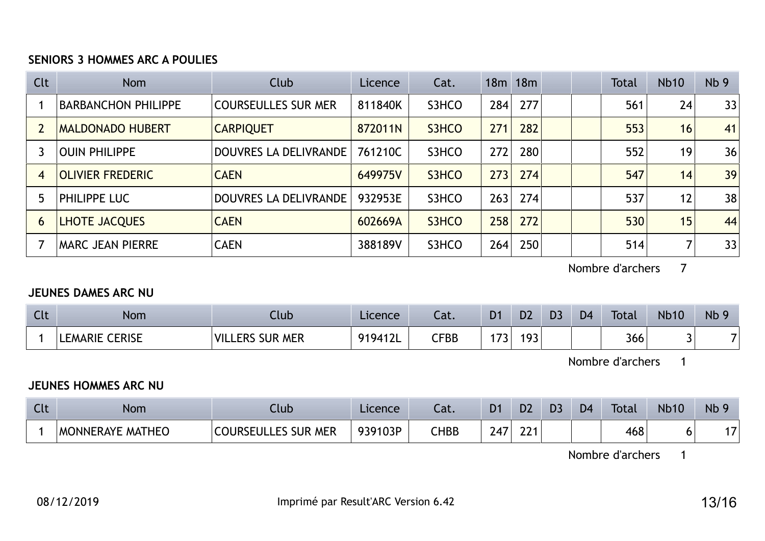**SENIORS 3 HOMMES ARC A POULIES**

| Clt | Nom | Club | Licence | Cat. | 18m | 18m | | | Total | Nb10 | Nb 9 |
|---|---|---|---|---|---|---|---|---|---|---|---|
| 1 | BARBANCHON PHILIPPE | COURSEULLES SUR MER | 811840K | S3HCO | 284 | 277 | | | 561 | 24 | 33 |
| 2 | MALDONADO HUBERT | CARPIQUET | 872011N | S3HCO | 271 | 282 | | | 553 | 16 | 41 |
| 3 | OUIN PHILIPPE | DOUVRES LA DELIVRANDE | 761210C | S3HCO | 272 | 280 | | | 552 | 19 | 36 |
| 4 | OLIVIER FREDERIC | CAEN | 649975V | S3HCO | 273 | 274 | | | 547 | 14 | 39 |
| 5 | PHILIPPE LUC | DOUVRES LA DELIVRANDE | 932953E | S3HCO | 263 | 274 | | | 537 | 12 | 38 |
| 6 | LHOTE JACQUES | CAEN | 602669A | S3HCO | 258 | 272 | | | 530 | 15 | 44 |
| 7 | MARC JEAN PIERRE | CAEN | 388189V | S3HCO | 264 | 250 | | | 514 | 7 | 33 |

Nombre d'archers 7

**JEUNES DAMES ARC NU**

| Clt | Nom | Club | Licence | Cat. | D1 | D2 | D3 | D4 | Total | Nb10 | Nb 9 |
|---|---|---|---|---|---|---|---|---|---|---|---|
| 1 | LEMARIE CERISE | VILLERS SUR MER | 919412L | CFBB | 173 | 193 | | | 366 | 3 | 7 |

Nombre d'archers 1

**JEUNES HOMMES ARC NU**

| Clt | Nom | Club | Licence | Cat. | D1 | D2 | D3 | D4 | Total | Nb10 | Nb 9 |
|---|---|---|---|---|---|---|---|---|---|---|---|
| 1 | MONNERAYE MATHEO | COURSEULLES SUR MER | 939103P | CHBB | 247 | 221 | | | 468 | 6 | 17 |

Nombre d'archers 1

08/12/2019 Imprimé par Result'ARC Version 6.42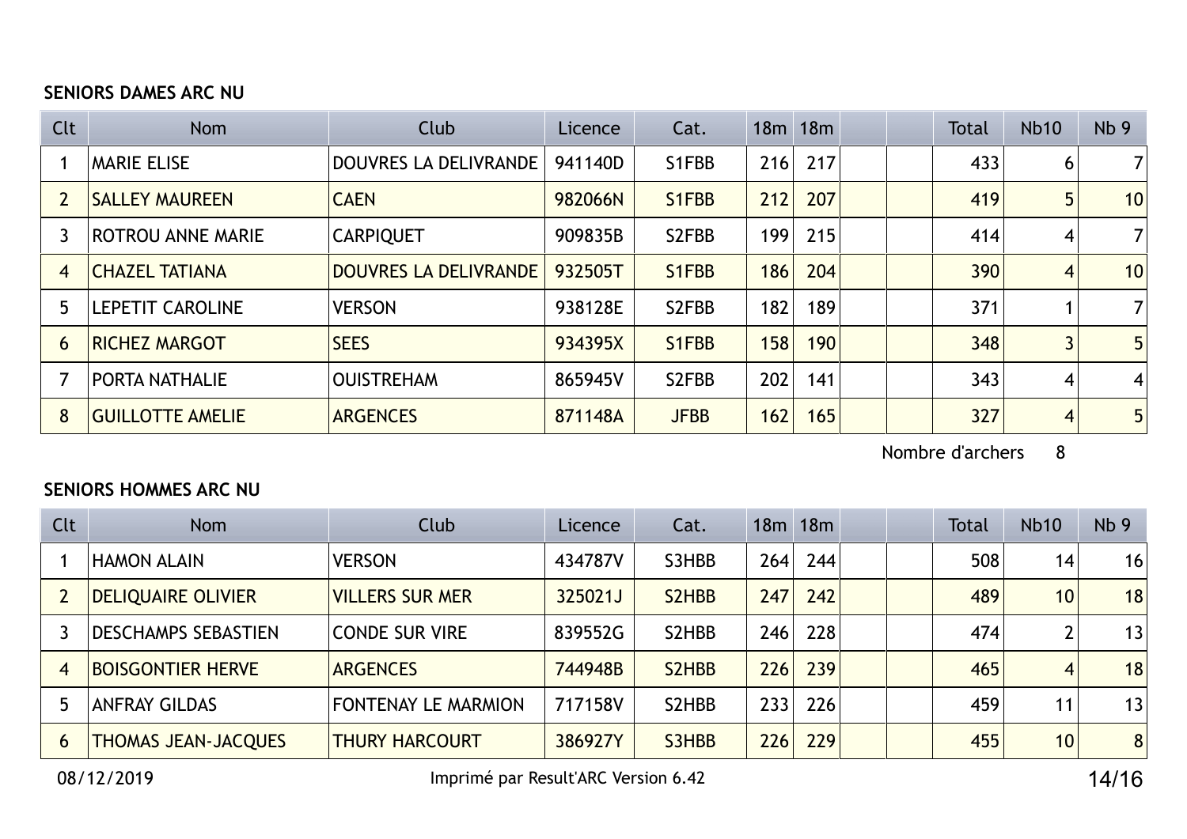**SENIORS DAMES ARC NU**

| Clt | Nom | Club | Licence | Cat. | 18m | 18m | | | Total | Nb10 | Nb 9 |
|---|---|---|---|---|---|---|---|---|---|---|---|
| 1 | MARIE ELISE | DOUVRES LA DELIVRANDE | 941140D | S1FBB | 216 | 217 | | | 433 | 6 | 7 |
| 2 | SALLEY MAUREEN | CAEN | 982066N | S1FBB | 212 | 207 | | | 419 | 5 | 10 |
| 3 | ROTROU ANNE MARIE | CARPIQUET | 909835B | S2FBB | 199 | 215 | | | 414 | 4 | 7 |
| 4 | CHAZEL TATIANA | DOUVRES LA DELIVRANDE | 932505T | S1FBB | 186 | 204 | | | 390 | 4 | 10 |
| 5 | LEPETIT CAROLINE | VERSON | 938128E | S2FBB | 182 | 189 | | | 371 | 1 | 7 |
| 6 | RICHEZ MARGOT | SEES | 934395X | S1FBB | 158 | 190 | | | 348 | 3 | 5 |
| 7 | PORTA NATHALIE | OUISTREHAM | 865945V | S2FBB | 202 | 141 | | | 343 | 4 | 4 |
| 8 | GUILLOTTE AMELIE | ARGENCES | 871148A | JFBB | 162 | 165 | | | 327 | 4 | 5 |

Nombre d'archers 8

**SENIORS HOMMES ARC NU**

| Clt | Nom | Club | Licence | Cat. | 18m | 18m | | | Total | Nb10 | Nb 9 |
|---|---|---|---|---|---|---|---|---|---|---|---|
| 1 | HAMON ALAIN | VERSON | 434787V | S3HBB | 264 | 244 | | | 508 | 14 | 16 |
| 2 | DELIQUAIRE OLIVIER | VILLERS SUR MER | 325021J | S2HBB | 247 | 242 | | | 489 | 10 | 18 |
| 3 | DESCHAMPS SEBASTIEN | CONDE SUR VIRE | 839552G | S2HBB | 246 | 228 | | | 474 | 2 | 13 |
| 4 | BOISGONTIER HERVE | ARGENCES | 744948B | S2HBB | 226 | 239 | | | 465 | 4 | 18 |
| 5 | ANFRAY GILDAS | FONTENAY LE MARMION | 717158V | S2HBB | 233 | 226 | | | 459 | 11 | 13 |
| 6 | THOMAS JEAN-JACQUES | THURY HARCOURT | 386927Y | S3HBB | 226 | 229 | | | 455 | 10 | 8 |

08/12/2019 Imprimé par Result'ARC Version 6.42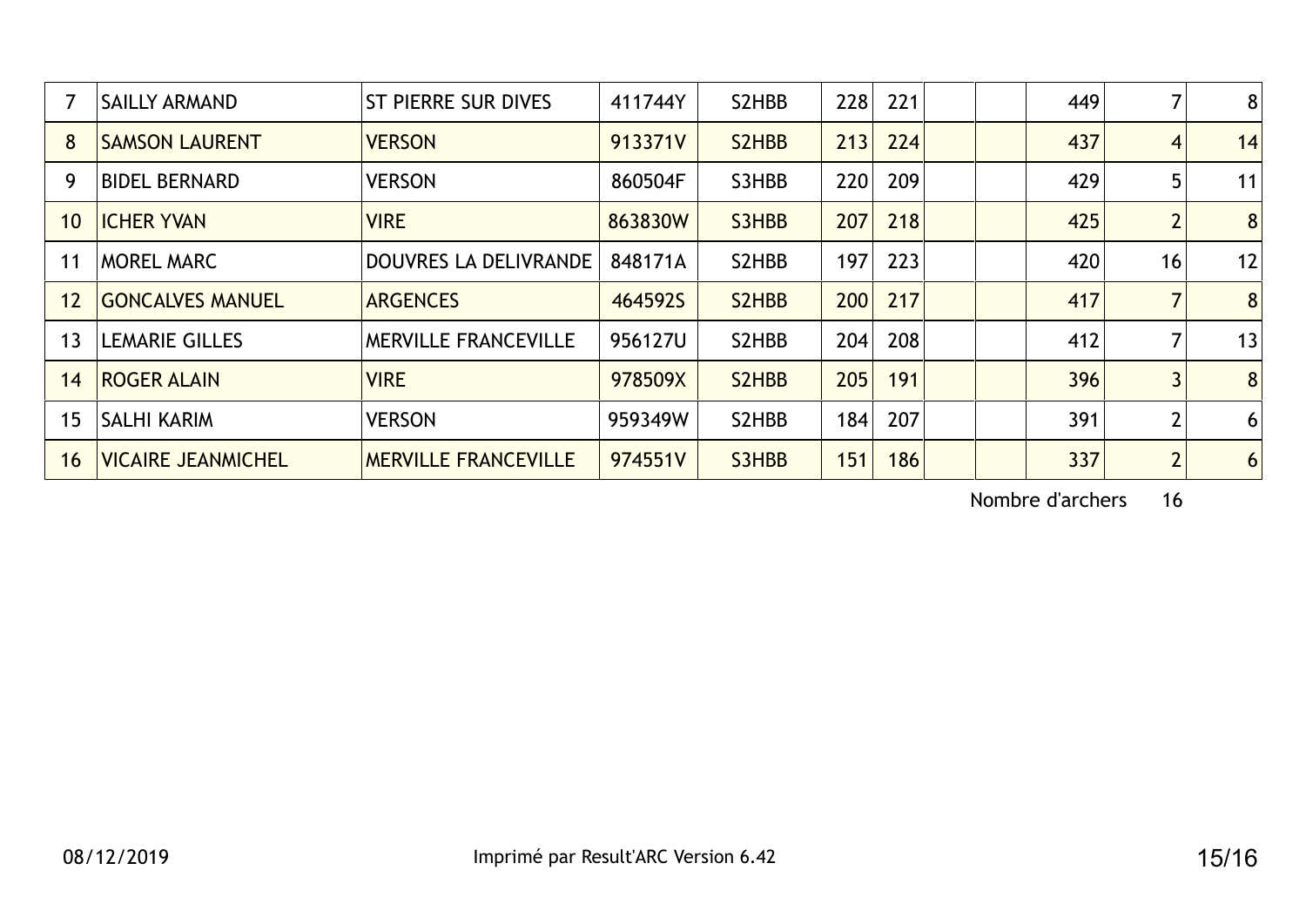| | | | | | | | | | | | |
|---|---|---|---|---|---|---|---|---|---|---|---|
| 7 | SAILLY ARMAND | ST PIERRE SUR DIVES | 411744Y | S2HBB | 228 | 221 | | | 449 | 7 | 8 |
| 8 | SAMSON LAURENT | VERSON | 913371V | S2HBB | 213 | 224 | | | 437 | 4 | 14 |
| 9 | BIDEL BERNARD | VERSON | 860504F | S3HBB | 220 | 209 | | | 429 | 5 | 11 |
| 10 | ICHER YVAN | VIRE | 863830W | S3HBB | 207 | 218 | | | 425 | 2 | 8 |
| 11 | MOREL MARC | DOUVRES LA DELIVRANDE | 848171A | S2HBB | 197 | 223 | | | 420 | 16 | 12 |
| 12 | GONCALVES MANUEL | ARGENCES | 464592S | S2HBB | 200 | 217 | | | 417 | 7 | 8 |
| 13 | LEMARIE GILLES | MERVILLE FRANCEVILLE | 956127U | S2HBB | 204 | 208 | | | 412 | 7 | 13 |
| 14 | ROGER ALAIN | VIRE | 978509X | S2HBB | 205 | 191 | | | 396 | 3 | 8 |
| 15 | SALHI KARIM | VERSON | 959349W | S2HBB | 184 | 207 | | | 391 | 2 | 6 |
| 16 | VICAIRE JEANMICHEL | MERVILLE FRANCEVILLE | 974551V | S3HBB | 151 | 186 | | | 337 | 2 | 6 |

Nombre d'archers 16

08/12/2019 Imprimé par Result'ARC Version 6.42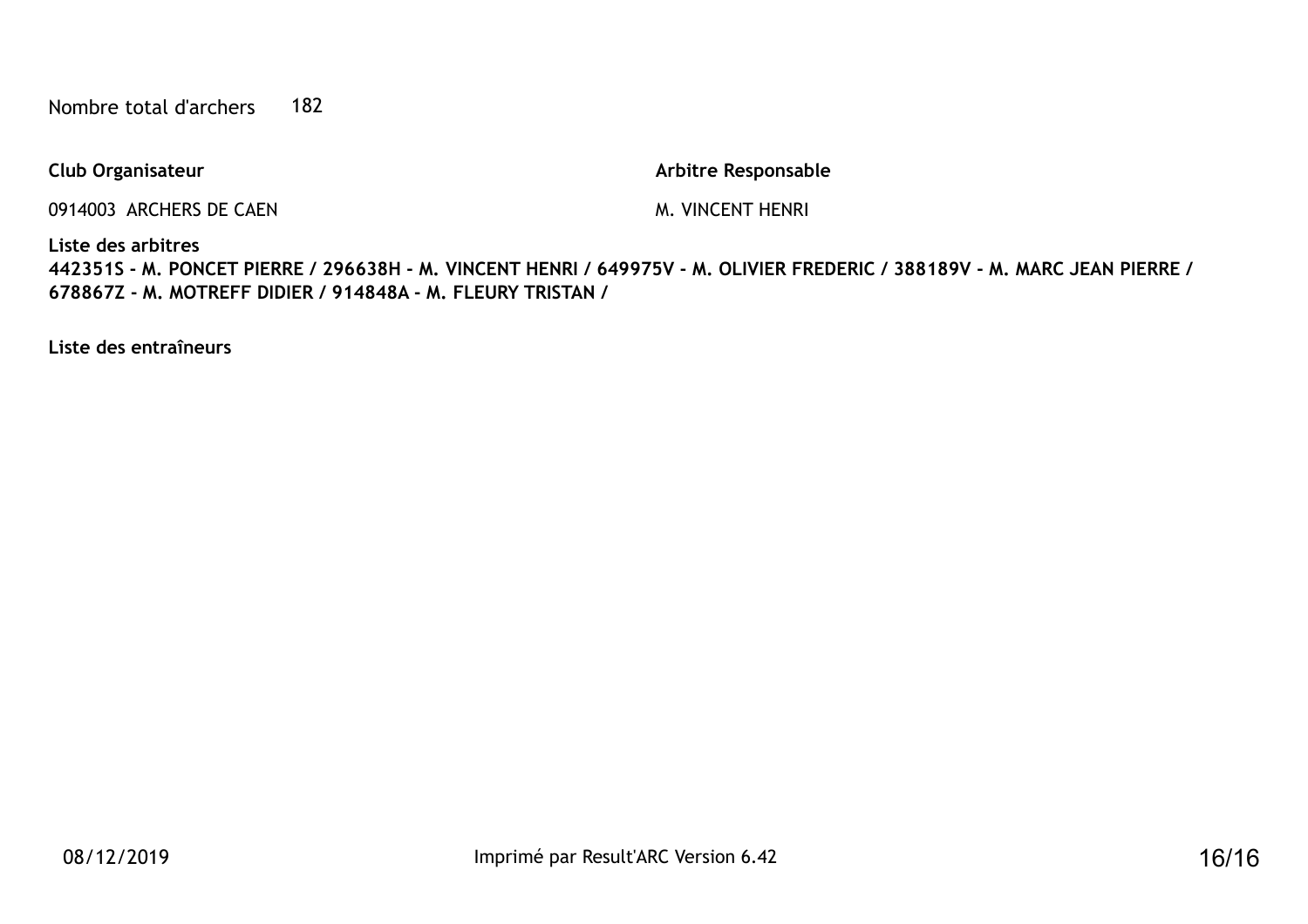Nombre total d'archers 182

| **Club Organisateur** | **Arbitre Responsable** |
|---|---|
| 0914003 ARCHERS DE CAEN | M. VINCENT HENRI |

**Liste des arbitres**

**442351S - M. PONCET PIERRE / 296638H - M. VINCENT HENRI / 649975V - M. OLIVIER FREDERIC / 388189V - M. MARC JEAN PIERRE / 678867Z - M. MOTREFF DIDIER / 914848A - M. FLEURY TRISTAN /**

**Liste des entraîneurs**

08/12/2019 Imprimé par Result'ARC Version 6.42